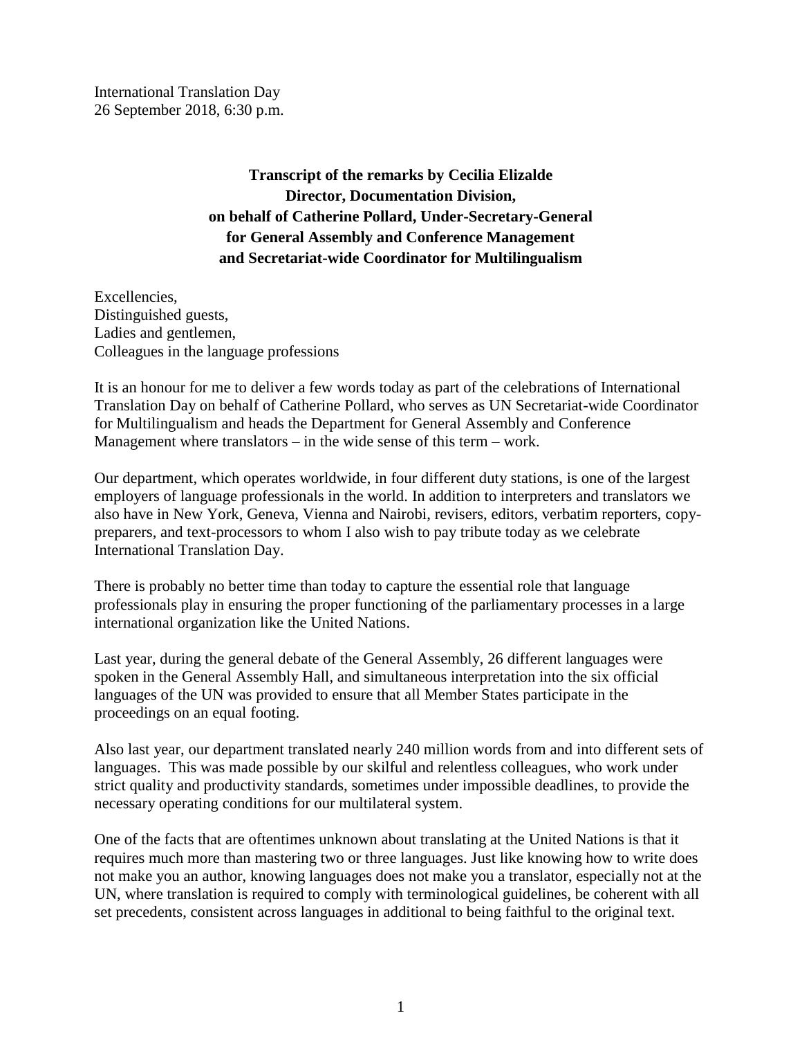International Translation Day
26 September 2018, 6:30 p.m.

**Transcript of the remarks by Cecilia Elizalde**
**Director, Documentation Division,**
**on behalf of Catherine Pollard, Under-Secretary-General**
**for General Assembly and Conference Management**
**and Secretariat-wide Coordinator for Multilingualism**

Excellencies,
Distinguished guests,
Ladies and gentlemen,
Colleagues in the language professions

It is an honour for me to deliver a few words today as part of the celebrations of International Translation Day on behalf of Catherine Pollard, who serves as UN Secretariat-wide Coordinator for Multilingualism and heads the Department for General Assembly and Conference Management where translators – in the wide sense of this term – work.

Our department, which operates worldwide, in four different duty stations, is one of the largest employers of language professionals in the world. In addition to interpreters and translators we also have in New York, Geneva, Vienna and Nairobi, revisers, editors, verbatim reporters, copy-preparers, and text-processors to whom I also wish to pay tribute today as we celebrate International Translation Day.

There is probably no better time than today to capture the essential role that language professionals play in ensuring the proper functioning of the parliamentary processes in a large international organization like the United Nations.

Last year, during the general debate of the General Assembly, 26 different languages were spoken in the General Assembly Hall, and simultaneous interpretation into the six official languages of the UN was provided to ensure that all Member States participate in the proceedings on an equal footing.

Also last year, our department translated nearly 240 million words from and into different sets of languages. This was made possible by our skilful and relentless colleagues, who work under strict quality and productivity standards, sometimes under impossible deadlines, to provide the necessary operating conditions for our multilateral system.

One of the facts that are oftentimes unknown about translating at the United Nations is that it requires much more than mastering two or three languages. Just like knowing how to write does not make you an author, knowing languages does not make you a translator, especially not at the UN, where translation is required to comply with terminological guidelines, be coherent with all set precedents, consistent across languages in additional to being faithful to the original text.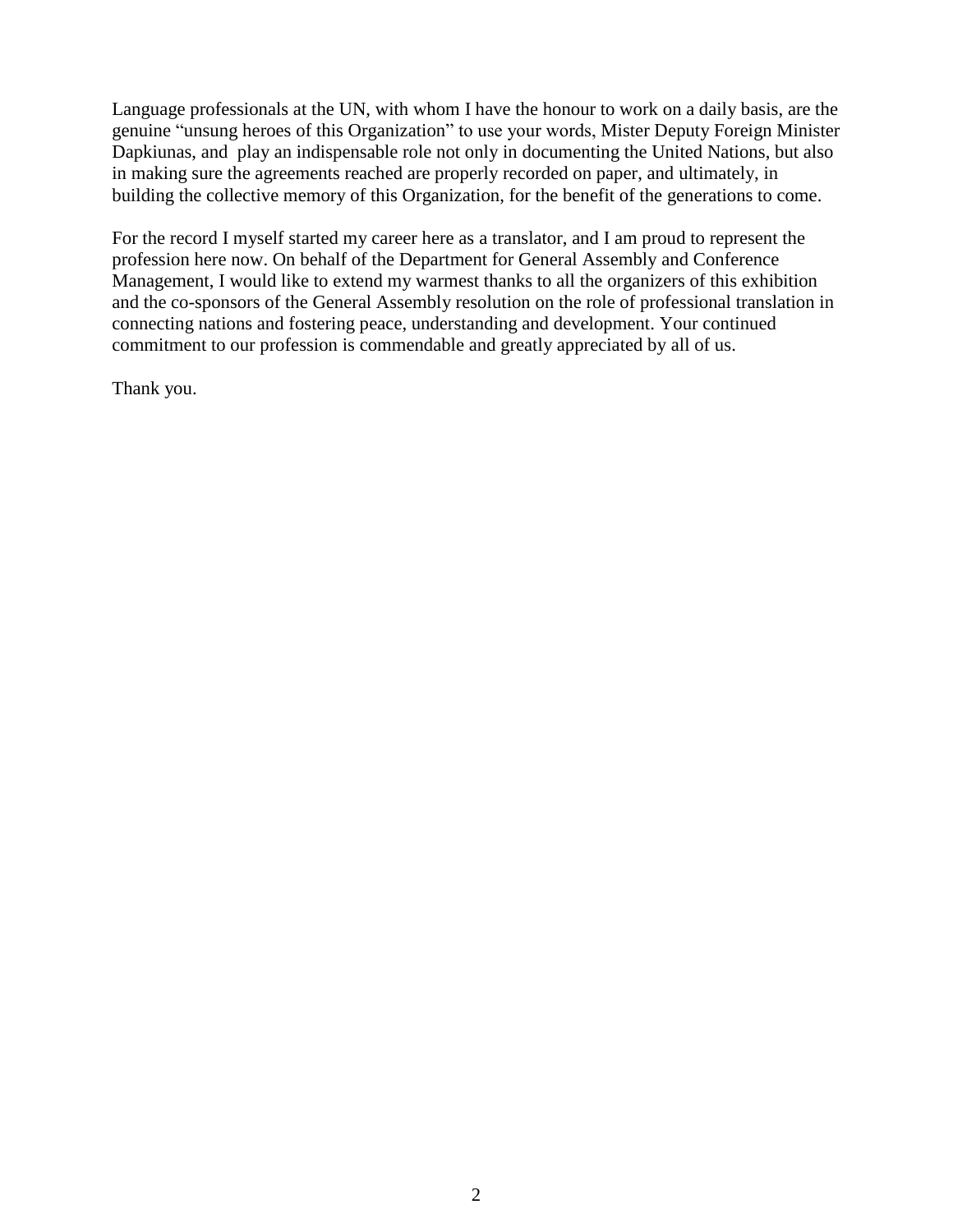Language professionals at the UN, with whom I have the honour to work on a daily basis, are the genuine "unsung heroes of this Organization" to use your words, Mister Deputy Foreign Minister Dapkiunas, and play an indispensable role not only in documenting the United Nations, but also in making sure the agreements reached are properly recorded on paper, and ultimately, in building the collective memory of this Organization, for the benefit of the generations to come.

For the record I myself started my career here as a translator, and I am proud to represent the profession here now. On behalf of the Department for General Assembly and Conference Management, I would like to extend my warmest thanks to all the organizers of this exhibition and the co-sponsors of the General Assembly resolution on the role of professional translation in connecting nations and fostering peace, understanding and development. Your continued commitment to our profession is commendable and greatly appreciated by all of us.

Thank you.